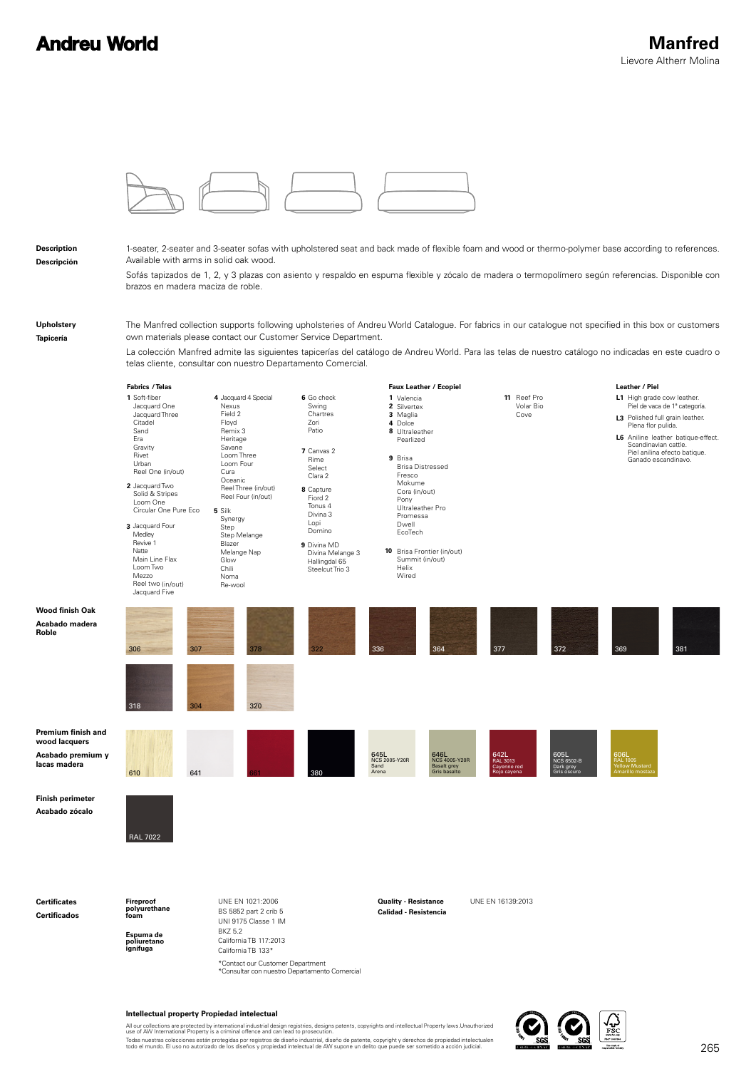# Andreu World

# Manfred

Lievore Altherr Molina

**Description**
**Descripción**

1-seater, 2-seater and 3-seater sofas with upholstered seat and back made of flexible foam and wood or thermo-polymer base according to references. Available with arms in solid oak wood.

Sofás tapizados de 1, 2, y 3 plazas con asiento y respaldo en espuma flexible y zócalo de madera o termopolímero según referencias. Disponible con brazos en madera maciza de roble.

**Upholstery**
**Tapicería**

The Manfred collection supports following upholsteries of Andreu World Catalogue. For fabrics in our catalogue not specified in this box or customers own materials please contact our Customer Service Department.

La colección Manfred admite las siguientes tapicerías del catálogo de Andreu World. Para las telas de nuestro catálogo no indicadas en este cuadro o telas cliente, consultar con nuestro Departamento Comercial.

**Fabrics / Telas**

**1** Soft-fiber, Jacquard One, Jacquard Three, Citadel, Sand, Era, Gravity, Rivet, Urban, Reel One (in/out)

**2** Jacquard Two, Solid & Stripes, Loom One, Circular One Pure Eco

**3** Jacquard Four, Medley, Revive 1, Natte, Main Line Flax, Loom Two, Mezzo, Reel two (in/out), Jacquard Five

**4** Jacquard 4 Special, Nexus, Field 2, Floyd, Remix 3, Heritage, Savane, Loom Three, Loom Four, Cura, Oceanic, Reel Three (in/out), Reel Four (in/out)

**5** Silk, Synergy, Step, Step Melange, Blazer, Melange Nap, Glow, Chili, Noma, Re-wool

**6** Go check, Swing, Chartres, Zori, Patio

**7** Canvas 2, Rime, Select, Clara 2

**8** Capture, Fiord 2, Tonus 4, Divina 3, Lopi, Domino

**9** Divina MD, Divina Melange 3, Hallingdal 65, Steelcut Trio 3

**Faux Leather / Ecopiel**

**1** Valencia
**2** Silvertex
**3** Maglia
**4** Dolce
**8** Ultraleather, Pearlized

**9** Brisa, Brisa Distressed, Fresco, Mokume, Cora (in/out), Pony, Ultraleather Pro, Promessa, Dwell, EcoTech

**10** Brisa Frontier (in/out), Summit (in/out), Helix, Wired

**11** Reef Pro, Volar Bio, Cove

**Leather / Piel**

**L1** High grade cow leather. Piel de vaca de 1ª categoría.

**L3** Polished full grain leather. Plena flor pulida.

**L6** Aniline leather batique-effect. Scandinavian cattle. Piel anilina efecto batique. Ganado escandinavo.

**Wood finish Oak**
**Acabado madera Roble**

306, 307, 378, 322, 336, 364, 377, 372, 369, 381, 318, 304, 320

**Premium finish and wood lacquers**
**Acabado premium y lacas madera**

610, 641, 661, 380, 645L NCS 2005-Y20R Sand Arena, 646L NCS 4005-Y20R Basalt grey Gris basalto, 642L RAL 3013 Cayenne red Rojo cayena, 605L NCS 6502-B Dark grey Gris oscuro, 606L RAL 1005 Yellow Mustard Amarillo mostaza

**Finish perimeter**
**Acabado zócalo**

RAL 7022

**Certificates**
**Certificados**

**Fireproof polyurethane foam**
**Espuma de poliuretano ignífuga**

UNE EN 1021:2006
BS 5852 part 2 crib 5
UNI 9175 Classe 1 IM
BKZ 5.2
California TB 117:2013
California TB 133*

*Contact our Customer Department
*Consultar con nuestro Departamento Comercial

**Quality - Resistance**
**Calidad - Resistencia**

UNE EN 16139:2013

**Intellectual property Propiedad intelectual**

All our collections are protected by international industrial design registries, designs patents, copyrights and intellectual Property laws.Unauthorized use of AW International Property is a criminal offence and can lead to prosecution.
Todas nuestras colecciones están protegidas por registros de diseño industrial, diseño de patente, copyright y derechos de propiedad intelectual en todo el mundo. El uso no autorizado de los diseños y propiedad intelectual de AW supone un delito que puede ser sometido a acción judicial.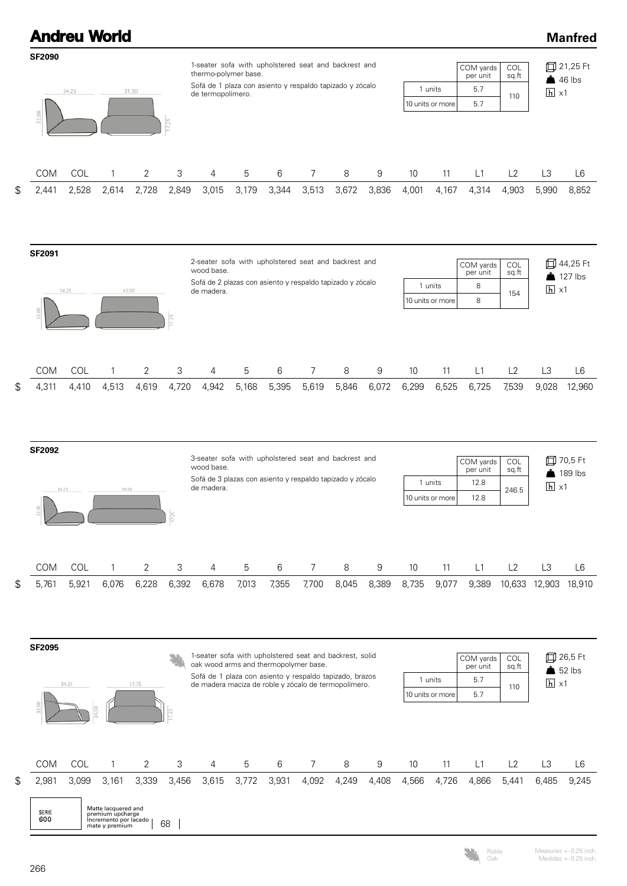# Andreu World

## Manfred

### SF2090

34.25 | 31.50 | 32.00 | 17.25

1-seater sofa with upholstered seat and backrest and thermo-polymer base.

Sofá de 1 plaza con asiento y respaldo tapizado y zócalo de termopolímero.

| | COM yards per unit | COL sq.ft |
|---|---|---|
| 1 units | 5.7 | 110 |
| 10 units or more | 5.7 | |

21,25 Ft
46 lbs
x1

| | COM | COL | 1 | 2 | 3 | 4 | 5 | 6 | 7 | 8 | 9 | 10 | 11 | L1 | L2 | L3 | L6 |
|---|---|---|---|---|---|---|---|---|---|---|---|---|---|---|---|---|---|
| $ | 2,441 | 2,528 | 2,614 | 2,728 | 2,849 | 3,015 | 3,179 | 3,344 | 3,513 | 3,672 | 3,836 | 4,001 | 4,167 | 4,314 | 4,903 | 5,990 | 8,852 |

### SF2091

34.25 | 63.00 | 32.00 | 17.25

2-seater sofa with upholstered seat and backrest and wood base.

Sofá de 2 plazas con asiento y respaldo tapizado y zócalo de madera.

| | COM yards per unit | COL sq.ft |
|---|---|---|
| 1 units | 8 | 154 |
| 10 units or more | 8 | |

44,25 Ft
127 lbs
x1

| | COM | COL | 1 | 2 | 3 | 4 | 5 | 6 | 7 | 8 | 9 | 10 | 11 | L1 | L2 | L3 | L6 |
|---|---|---|---|---|---|---|---|---|---|---|---|---|---|---|---|---|---|
| $ | 4,311 | 4,410 | 4,513 | 4,619 | 4,720 | 4,942 | 5,168 | 5,395 | 5,619 | 5,846 | 6,072 | 6,299 | 6,525 | 6,725 | 7,539 | 9,028 | 12,960 |

### SF2092

34.25 | 94.50 | 32.00 | 17.25

3-seater sofa with upholstered seat and backrest and wood base.

Sofá de 3 plazas con asiento y respaldo tapizado y zócalo de madera.

| | COM yards per unit | COL sq.ft |
|---|---|---|
| 1 units | 12.8 | 246.5 |
| 10 units or more | 12.8 | |

70,5 Ft
189 lbs
x1

| | COM | COL | 1 | 2 | 3 | 4 | 5 | 6 | 7 | 8 | 9 | 10 | 11 | L1 | L2 | L3 | L6 |
|---|---|---|---|---|---|---|---|---|---|---|---|---|---|---|---|---|---|
| $ | 5,761 | 5,921 | 6,076 | 6,228 | 6,392 | 6,678 | 7,013 | 7,355 | 7,700 | 8,045 | 8,389 | 8,735 | 9,077 | 9,389 | 10,633 | 12,903 | 18,910 |

### SF2095

34.25 | 37.75 | 32.00 | 24.50 | 17.25

1-seater sofa with upholstered seat and backrest, solid oak wood arms and thermopolymer base.

Sofá de 1 plaza con asiento y respaldo tapizado, brazos de madera maciza de roble y zócalo de termopolímero.

| | COM yards per unit | COL sq.ft |
|---|---|---|
| 1 units | 5.7 | 110 |
| 10 units or more | 5.7 | |

26,5 Ft
52 lbs
x1

| | COM | COL | 1 | 2 | 3 | 4 | 5 | 6 | 7 | 8 | 9 | 10 | 11 | L1 | L2 | L3 | L6 |
|---|---|---|---|---|---|---|---|---|---|---|---|---|---|---|---|---|---|
| $ | 2,981 | 3,099 | 3,161 | 3,339 | 3,456 | 3,615 | 3,772 | 3,931 | 4,092 | 4,249 | 4,408 | 4,566 | 4,726 | 4,866 | 5,441 | 6,485 | 9,245 |

| SERIE 600 | Matte lacquered and premium upcharge / Incremento por lacado mate y premium | 68 |
|---|---|---|

Roble / Oak

Measures +- 0.25 inch.
Medidas +- 0.25 inch.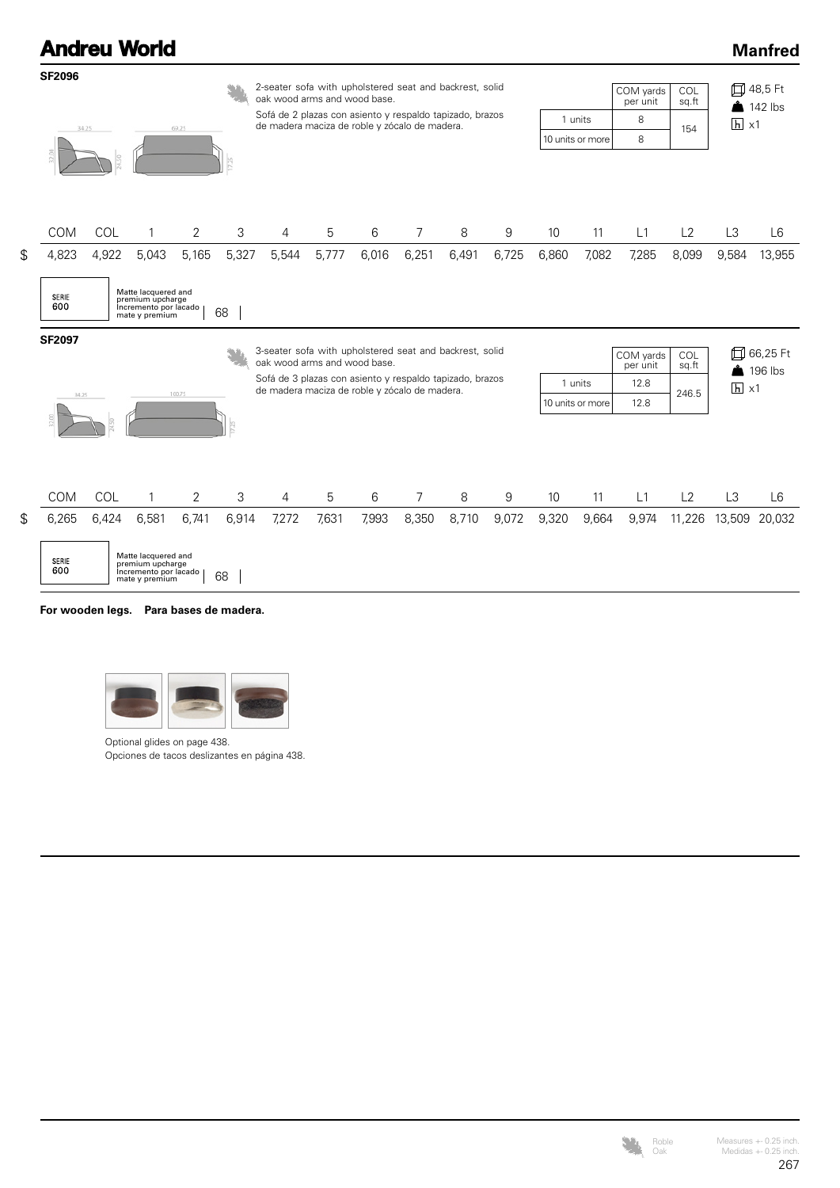## SF2096

2-seater sofa with upholstered seat and backrest, solid oak wood arms and wood base.

Sofá de 2 plazas con asiento y respaldo tapizado, brazos de madera maciza de roble y zócalo de madera.

| | COM yards per unit | COL sq.ft |
|---|---|---|
| 1 units | 8 | 154 |
| 10 units or more | 8 | |

48,5 Ft
142 lbs
x1

| | COM | COL | 1 | 2 | 3 | 4 | 5 | 6 | 7 | 8 | 9 | 10 | 11 | L1 | L2 | L3 | L6 |
|---|---|---|---|---|---|---|---|---|---|---|---|---|---|---|---|---|---|
| $ | 4,823 | 4,922 | 5,043 | 5,165 | 5,327 | 5,544 | 5,777 | 6,016 | 6,251 | 6,491 | 6,725 | 6,860 | 7,082 | 7,285 | 8,099 | 9,584 | 13,955 |

SERIE 600 — Matte lacquered and premium upcharge / Incremento por lacado mate y premium: 68

## SF2097

3-seater sofa with upholstered seat and backrest, solid oak wood arms and wood base.

Sofá de 3 plazas con asiento y respaldo tapizado, brazos de madera maciza de roble y zócalo de madera.

| | COM yards per unit | COL sq.ft |
|---|---|---|
| 1 units | 12.8 | 246.5 |
| 10 units or more | 12.8 | |

66,25 Ft
196 lbs
x1

| | COM | COL | 1 | 2 | 3 | 4 | 5 | 6 | 7 | 8 | 9 | 10 | 11 | L1 | L2 | L3 | L6 |
|---|---|---|---|---|---|---|---|---|---|---|---|---|---|---|---|---|---|
| $ | 6,265 | 6,424 | 6,581 | 6,741 | 6,914 | 7,272 | 7,631 | 7,993 | 8,350 | 8,710 | 9,072 | 9,320 | 9,664 | 9,974 | 11,226 | 13,509 | 20,032 |

SERIE 600 — Matte lacquered and premium upcharge / Incremento por lacado mate y premium: 68

**For wooden legs. Para bases de madera.**

Optional glides on page 438.
Opciones de tacos deslizantes en página 438.

Roble
Oak

Measures +- 0.25 inch.
Medidas +- 0.25 inch.